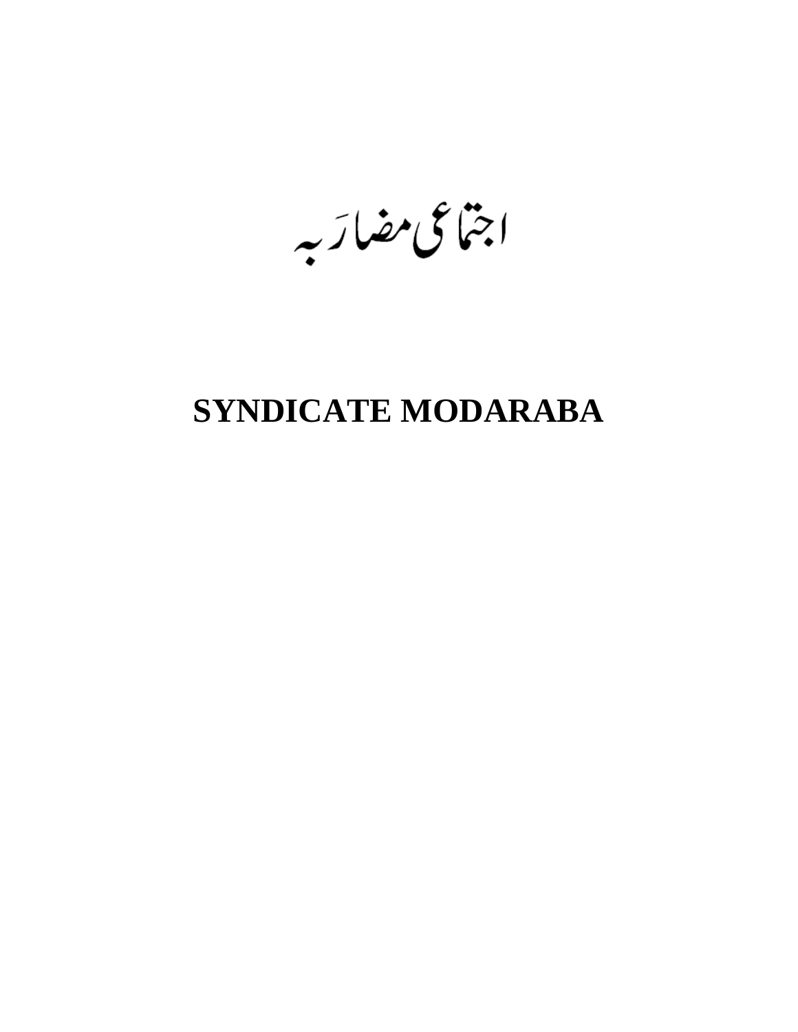# اجتماعی مضارَبہ

# SYNDICATE MODARABA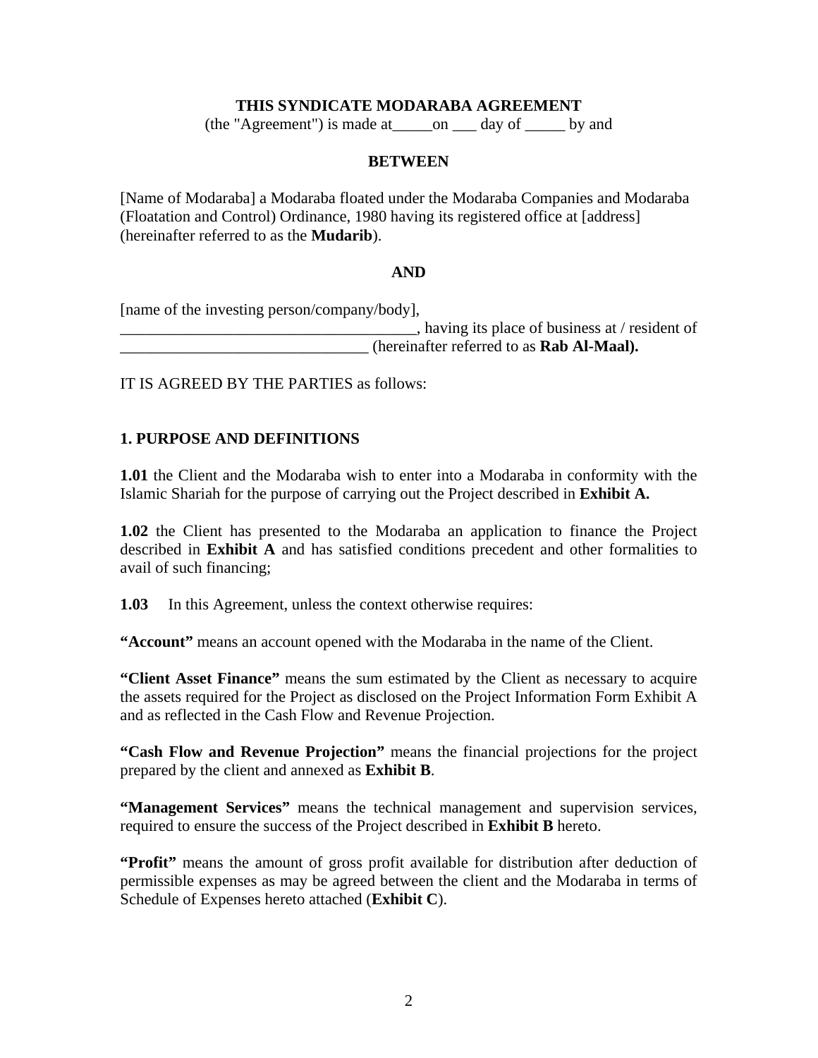**THIS SYNDICATE MODARABA AGREEMENT**

(the "Agreement") is made at_____on ___ day of _____ by and

**BETWEEN**

[Name of Modaraba] a Modaraba floated under the Modaraba Companies and Modaraba (Floatation and Control) Ordinance, 1980 having its registered office at [address] (hereinafter referred to as the **Mudarib**).

**AND**

[name of the investing person/company/body], _____________________________________, having its place of business at / resident of _______________________________ (hereinafter referred to as **Rab Al-Maal).**

IT IS AGREED BY THE PARTIES as follows:

## 1. PURPOSE AND DEFINITIONS

**1.01** the Client and the Modaraba wish to enter into a Modaraba in conformity with the Islamic Shariah for the purpose of carrying out the Project described in **Exhibit A.**

**1.02** the Client has presented to the Modaraba an application to finance the Project described in **Exhibit A** and has satisfied conditions precedent and other formalities to avail of such financing;

**1.03** In this Agreement, unless the context otherwise requires:

**"Account"** means an account opened with the Modaraba in the name of the Client.

**"Client Asset Finance"** means the sum estimated by the Client as necessary to acquire the assets required for the Project as disclosed on the Project Information Form Exhibit A and as reflected in the Cash Flow and Revenue Projection.

**"Cash Flow and Revenue Projection"** means the financial projections for the project prepared by the client and annexed as **Exhibit B**.

**"Management Services"** means the technical management and supervision services, required to ensure the success of the Project described in **Exhibit B** hereto.

**"Profit"** means the amount of gross profit available for distribution after deduction of permissible expenses as may be agreed between the client and the Modaraba in terms of Schedule of Expenses hereto attached (**Exhibit C**).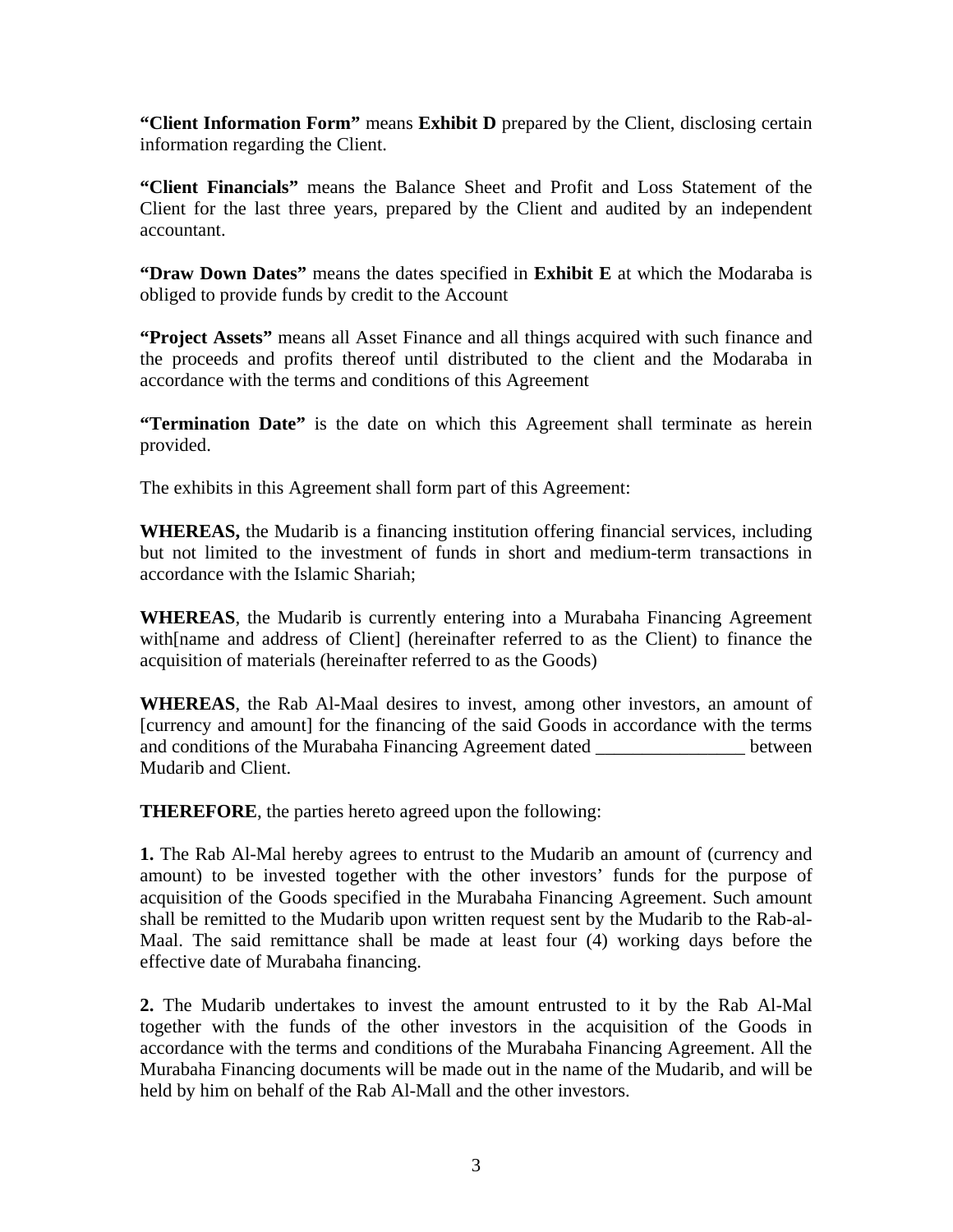**“Client Information Form”** means **Exhibit D** prepared by the Client, disclosing certain information regarding the Client.

**“Client Financials”** means the Balance Sheet and Profit and Loss Statement of the Client for the last three years, prepared by the Client and audited by an independent accountant.

**“Draw Down Dates”** means the dates specified in **Exhibit E** at which the Modaraba is obliged to provide funds by credit to the Account

**“Project Assets”** means all Asset Finance and all things acquired with such finance and the proceeds and profits thereof until distributed to the client and the Modaraba in accordance with the terms and conditions of this Agreement

**“Termination Date”** is the date on which this Agreement shall terminate as herein provided.

The exhibits in this Agreement shall form part of this Agreement:

**WHEREAS,** the Mudarib is a financing institution offering financial services, including but not limited to the investment of funds in short and medium-term transactions in accordance with the Islamic Shariah;

**WHEREAS**, the Mudarib is currently entering into a Murabaha Financing Agreement with[name and address of Client] (hereinafter referred to as the Client) to finance the acquisition of materials (hereinafter referred to as the Goods)

**WHEREAS**, the Rab Al-Maal desires to invest, among other investors, an amount of [currency and amount] for the financing of the said Goods in accordance with the terms and conditions of the Murabaha Financing Agreement dated ________________ between Mudarib and Client.

**THEREFORE**, the parties hereto agreed upon the following:

**1.** The Rab Al-Mal hereby agrees to entrust to the Mudarib an amount of (currency and amount) to be invested together with the other investors’ funds for the purpose of acquisition of the Goods specified in the Murabaha Financing Agreement. Such amount shall be remitted to the Mudarib upon written request sent by the Mudarib to the Rab-al-Maal. The said remittance shall be made at least four (4) working days before the effective date of Murabaha financing.

**2.** The Mudarib undertakes to invest the amount entrusted to it by the Rab Al-Mal together with the funds of the other investors in the acquisition of the Goods in accordance with the terms and conditions of the Murabaha Financing Agreement. All the Murabaha Financing documents will be made out in the name of the Mudarib, and will be held by him on behalf of the Rab Al-Mall and the other investors.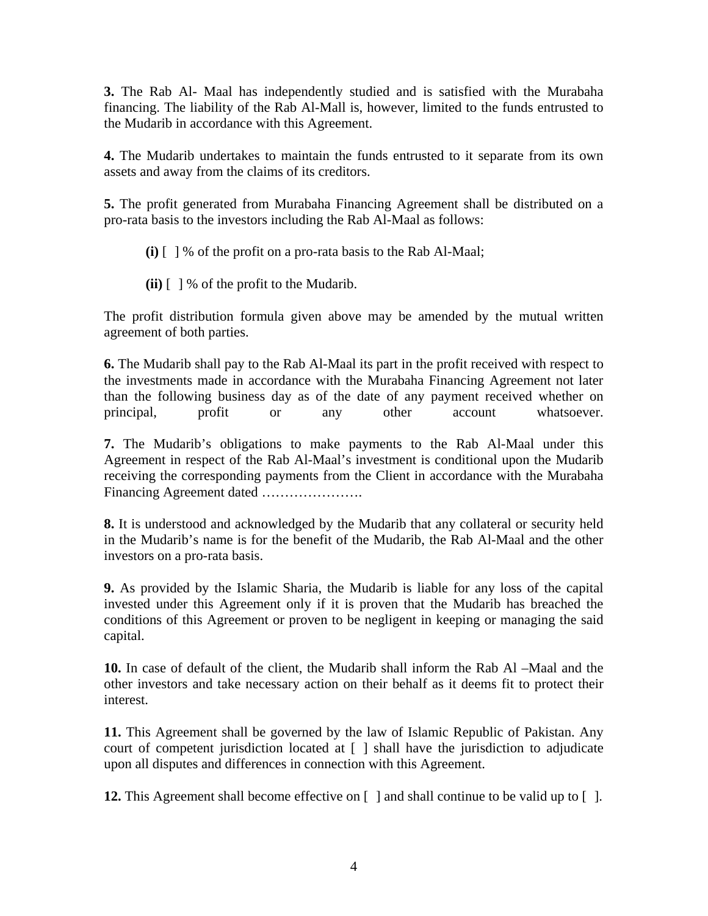**3.** The Rab Al- Maal has independently studied and is satisfied with the Murabaha financing. The liability of the Rab Al-Mall is, however, limited to the funds entrusted to the Mudarib in accordance with this Agreement.

**4.** The Mudarib undertakes to maintain the funds entrusted to it separate from its own assets and away from the claims of its creditors.

**5.** The profit generated from Murabaha Financing Agreement shall be distributed on a pro-rata basis to the investors including the Rab Al-Maal as follows:

> **(i)** [ ] % of the profit on a pro-rata basis to the Rab Al-Maal;
>
> **(ii)** [ ] % of the profit to the Mudarib.

The profit distribution formula given above may be amended by the mutual written agreement of both parties.

**6.** The Mudarib shall pay to the Rab Al-Maal its part in the profit received with respect to the investments made in accordance with the Murabaha Financing Agreement not later than the following business day as of the date of any payment received whether on principal, profit or any other account whatsoever.

**7.** The Mudarib's obligations to make payments to the Rab Al-Maal under this Agreement in respect of the Rab Al-Maal's investment is conditional upon the Mudarib receiving the corresponding payments from the Client in accordance with the Murabaha Financing Agreement dated ………………….

**8.** It is understood and acknowledged by the Mudarib that any collateral or security held in the Mudarib's name is for the benefit of the Mudarib, the Rab Al-Maal and the other investors on a pro-rata basis.

**9.** As provided by the Islamic Sharia, the Mudarib is liable for any loss of the capital invested under this Agreement only if it is proven that the Mudarib has breached the conditions of this Agreement or proven to be negligent in keeping or managing the said capital.

**10.** In case of default of the client, the Mudarib shall inform the Rab Al –Maal and the other investors and take necessary action on their behalf as it deems fit to protect their interest.

**11.** This Agreement shall be governed by the law of Islamic Republic of Pakistan. Any court of competent jurisdiction located at [ ] shall have the jurisdiction to adjudicate upon all disputes and differences in connection with this Agreement.

**12.** This Agreement shall become effective on [ ] and shall continue to be valid up to [ ].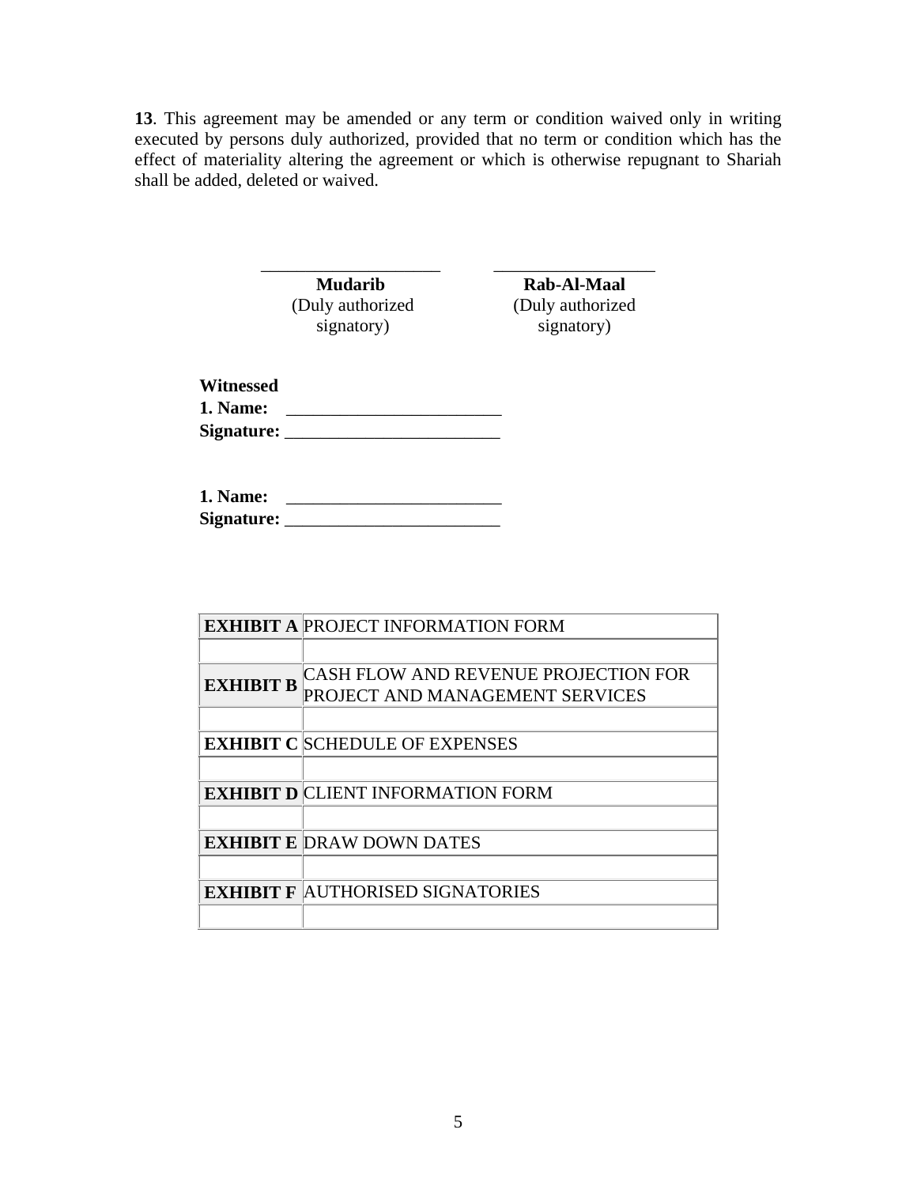**13**. This agreement may be amended or any term or condition waived only in writing executed by persons duly authorized, provided that no term or condition which has the effect of materiality altering the agreement or which is otherwise repugnant to Shariah shall be added, deleted or waived.

| ____________________ | ____________________ |
|---|---|
| **Mudarib** | **Rab-Al-Maal** |
| (Duly authorized signatory) | (Duly authorized signatory) |

**Witnessed**

**1. Name:** ________________________

**Signature:** ________________________

**1. Name:** ________________________

**Signature:** ________________________

| | |
|---|---|
| **EXHIBIT A** | PROJECT INFORMATION FORM |
| | |
| **EXHIBIT B** | CASH FLOW AND REVENUE PROJECTION FOR PROJECT AND MANAGEMENT SERVICES |
| | |
| **EXHIBIT C** | SCHEDULE OF EXPENSES |
| | |
| **EXHIBIT D** | CLIENT INFORMATION FORM |
| | |
| **EXHIBIT E** | DRAW DOWN DATES |
| | |
| **EXHIBIT F** | AUTHORISED SIGNATORIES |
| | |